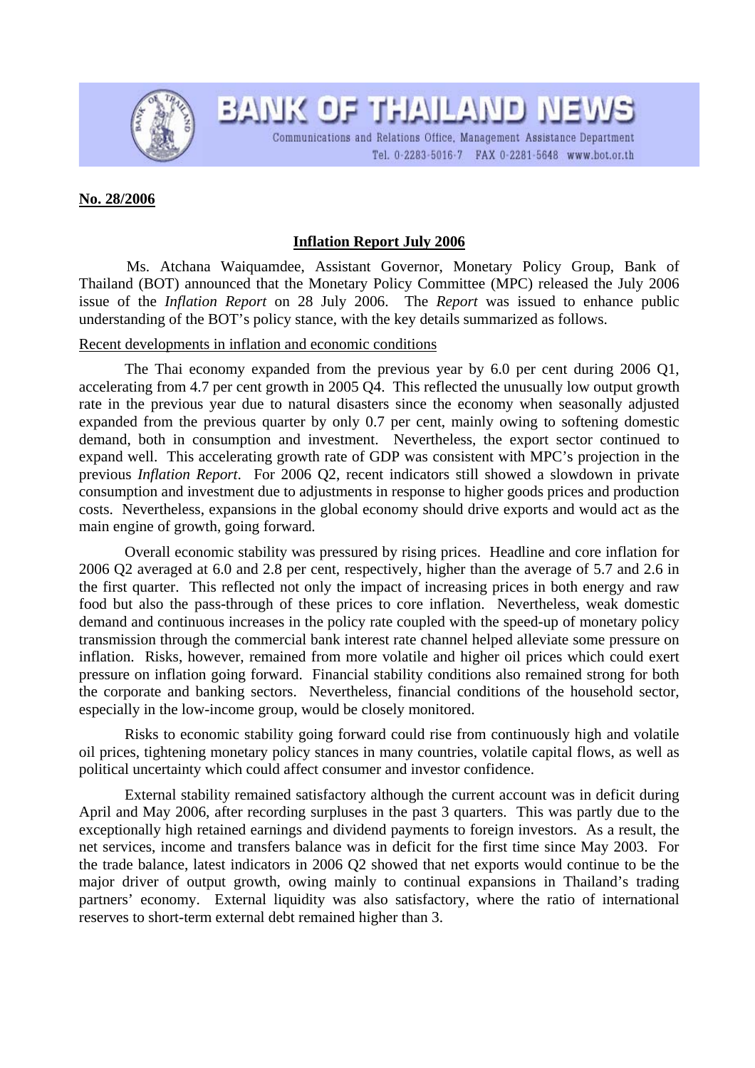# BANK OF THAILAND NEWS

Communications and Relations Office, Management Assistance Department
Tel. 0-2283-5016-7 FAX 0-2281-5648 www.bot.or.th

**No. 28/2006**

## Inflation Report July 2006

Ms. Atchana Waiquamdee, Assistant Governor, Monetary Policy Group, Bank of Thailand (BOT) announced that the Monetary Policy Committee (MPC) released the July 2006 issue of the *Inflation Report* on 28 July 2006. The *Report* was issued to enhance public understanding of the BOT's policy stance, with the key details summarized as follows.

### Recent developments in inflation and economic conditions

The Thai economy expanded from the previous year by 6.0 per cent during 2006 Q1, accelerating from 4.7 per cent growth in 2005 Q4. This reflected the unusually low output growth rate in the previous year due to natural disasters since the economy when seasonally adjusted expanded from the previous quarter by only 0.7 per cent, mainly owing to softening domestic demand, both in consumption and investment. Nevertheless, the export sector continued to expand well. This accelerating growth rate of GDP was consistent with MPC's projection in the previous *Inflation Report*. For 2006 Q2, recent indicators still showed a slowdown in private consumption and investment due to adjustments in response to higher goods prices and production costs. Nevertheless, expansions in the global economy should drive exports and would act as the main engine of growth, going forward.

Overall economic stability was pressured by rising prices. Headline and core inflation for 2006 Q2 averaged at 6.0 and 2.8 per cent, respectively, higher than the average of 5.7 and 2.6 in the first quarter. This reflected not only the impact of increasing prices in both energy and raw food but also the pass-through of these prices to core inflation. Nevertheless, weak domestic demand and continuous increases in the policy rate coupled with the speed-up of monetary policy transmission through the commercial bank interest rate channel helped alleviate some pressure on inflation. Risks, however, remained from more volatile and higher oil prices which could exert pressure on inflation going forward. Financial stability conditions also remained strong for both the corporate and banking sectors. Nevertheless, financial conditions of the household sector, especially in the low-income group, would be closely monitored.

Risks to economic stability going forward could rise from continuously high and volatile oil prices, tightening monetary policy stances in many countries, volatile capital flows, as well as political uncertainty which could affect consumer and investor confidence.

External stability remained satisfactory although the current account was in deficit during April and May 2006, after recording surpluses in the past 3 quarters. This was partly due to the exceptionally high retained earnings and dividend payments to foreign investors. As a result, the net services, income and transfers balance was in deficit for the first time since May 2003. For the trade balance, latest indicators in 2006 Q2 showed that net exports would continue to be the major driver of output growth, owing mainly to continual expansions in Thailand's trading partners' economy. External liquidity was also satisfactory, where the ratio of international reserves to short-term external debt remained higher than 3.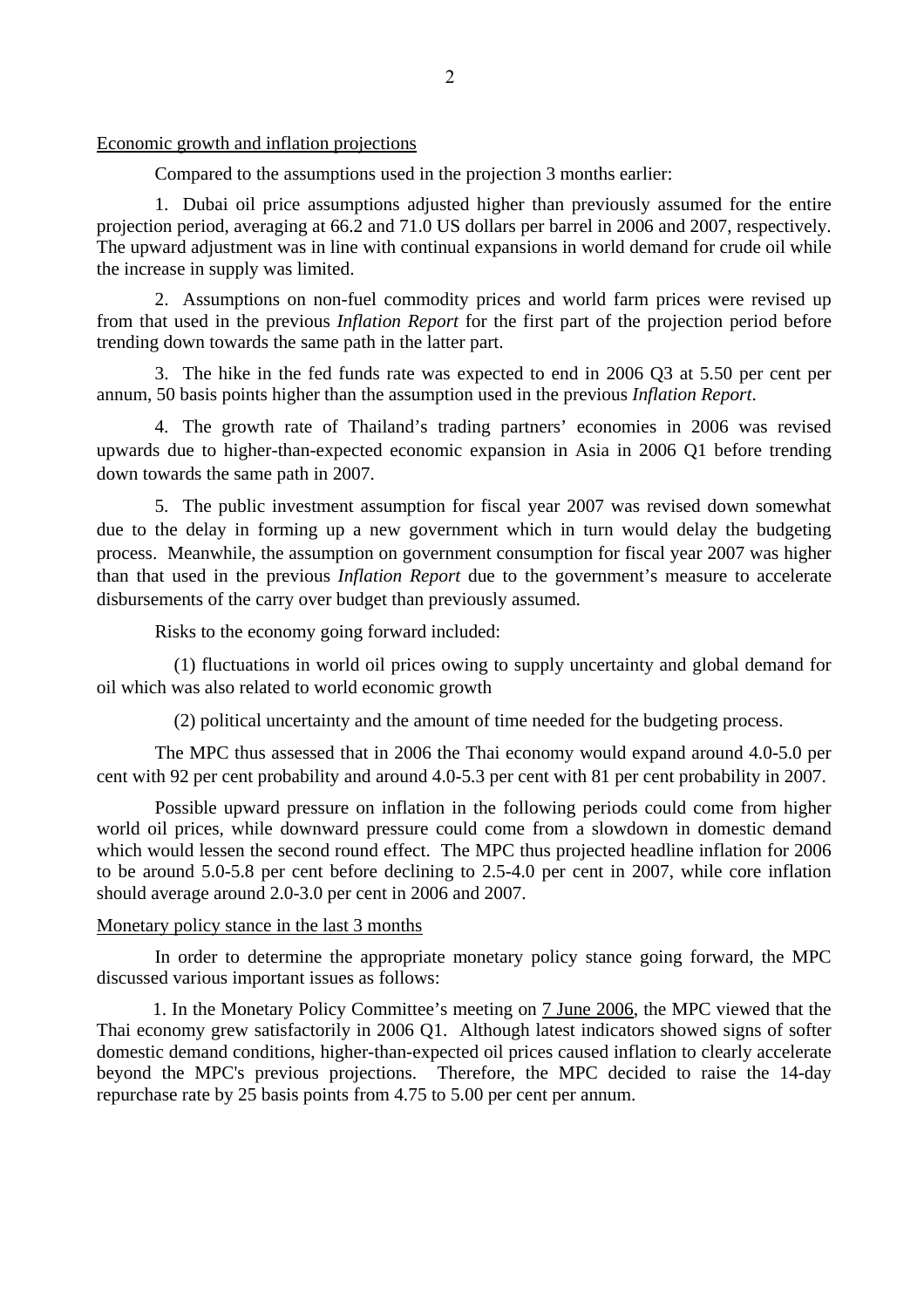<u>Economic growth and inflation projections</u>

Compared to the assumptions used in the projection 3 months earlier:

1. Dubai oil price assumptions adjusted higher than previously assumed for the entire projection period, averaging at 66.2 and 71.0 US dollars per barrel in 2006 and 2007, respectively. The upward adjustment was in line with continual expansions in world demand for crude oil while the increase in supply was limited.

2. Assumptions on non-fuel commodity prices and world farm prices were revised up from that used in the previous *Inflation Report* for the first part of the projection period before trending down towards the same path in the latter part.

3. The hike in the fed funds rate was expected to end in 2006 Q3 at 5.50 per cent per annum, 50 basis points higher than the assumption used in the previous *Inflation Report*.

4. The growth rate of Thailand's trading partners' economies in 2006 was revised upwards due to higher-than-expected economic expansion in Asia in 2006 Q1 before trending down towards the same path in 2007.

5. The public investment assumption for fiscal year 2007 was revised down somewhat due to the delay in forming up a new government which in turn would delay the budgeting process. Meanwhile, the assumption on government consumption for fiscal year 2007 was higher than that used in the previous *Inflation Report* due to the government's measure to accelerate disbursements of the carry over budget than previously assumed.

Risks to the economy going forward included:

(1) fluctuations in world oil prices owing to supply uncertainty and global demand for oil which was also related to world economic growth

(2) political uncertainty and the amount of time needed for the budgeting process.

The MPC thus assessed that in 2006 the Thai economy would expand around 4.0-5.0 per cent with 92 per cent probability and around 4.0-5.3 per cent with 81 per cent probability in 2007.

Possible upward pressure on inflation in the following periods could come from higher world oil prices, while downward pressure could come from a slowdown in domestic demand which would lessen the second round effect. The MPC thus projected headline inflation for 2006 to be around 5.0-5.8 per cent before declining to 2.5-4.0 per cent in 2007, while core inflation should average around 2.0-3.0 per cent in 2006 and 2007.

<u>Monetary policy stance in the last 3 months</u>

In order to determine the appropriate monetary policy stance going forward, the MPC discussed various important issues as follows:

1. In the Monetary Policy Committee's meeting on <u>7 June 2006</u>, the MPC viewed that the Thai economy grew satisfactorily in 2006 Q1. Although latest indicators showed signs of softer domestic demand conditions, higher-than-expected oil prices caused inflation to clearly accelerate beyond the MPC's previous projections. Therefore, the MPC decided to raise the 14-day repurchase rate by 25 basis points from 4.75 to 5.00 per cent per annum.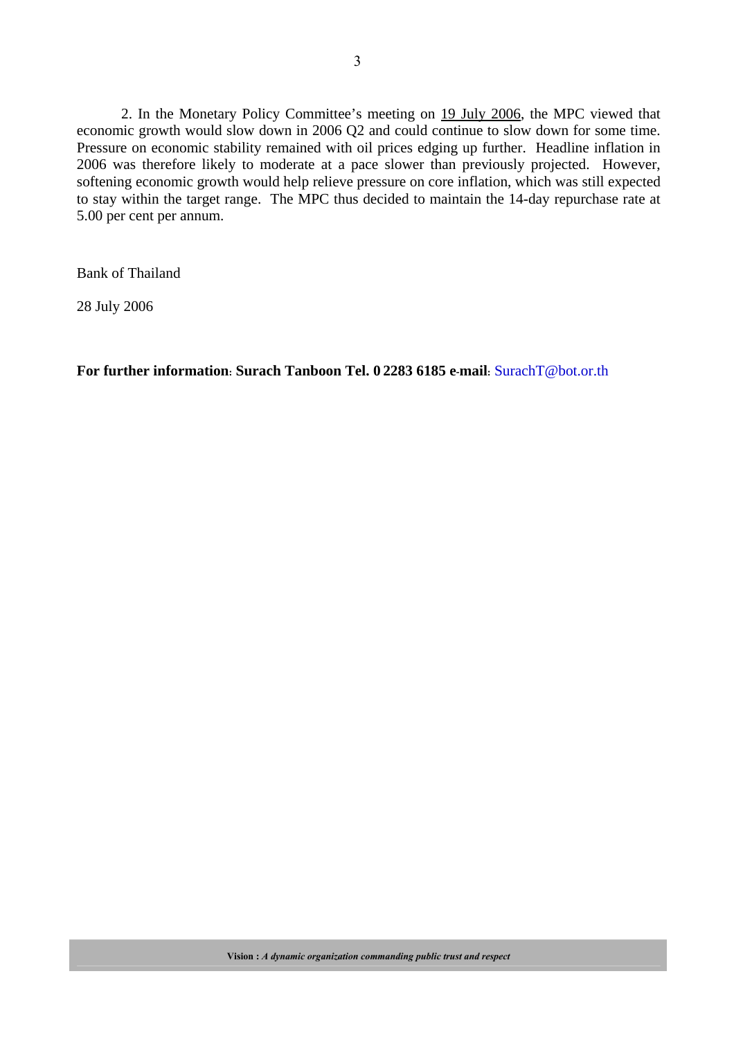2. In the Monetary Policy Committee's meeting on 19 July 2006, the MPC viewed that economic growth would slow down in 2006 Q2 and could continue to slow down for some time. Pressure on economic stability remained with oil prices edging up further. Headline inflation in 2006 was therefore likely to moderate at a pace slower than previously projected. However, softening economic growth would help relieve pressure on core inflation, which was still expected to stay within the target range. The MPC thus decided to maintain the 14-day repurchase rate at 5.00 per cent per annum.

Bank of Thailand

28 July 2006

**For further information: Surach Tanboon Tel. 0 2283 6185 e-mail:** SurachT@bot.or.th

**Vision :** ***A dynamic organization commanding public trust and respect***